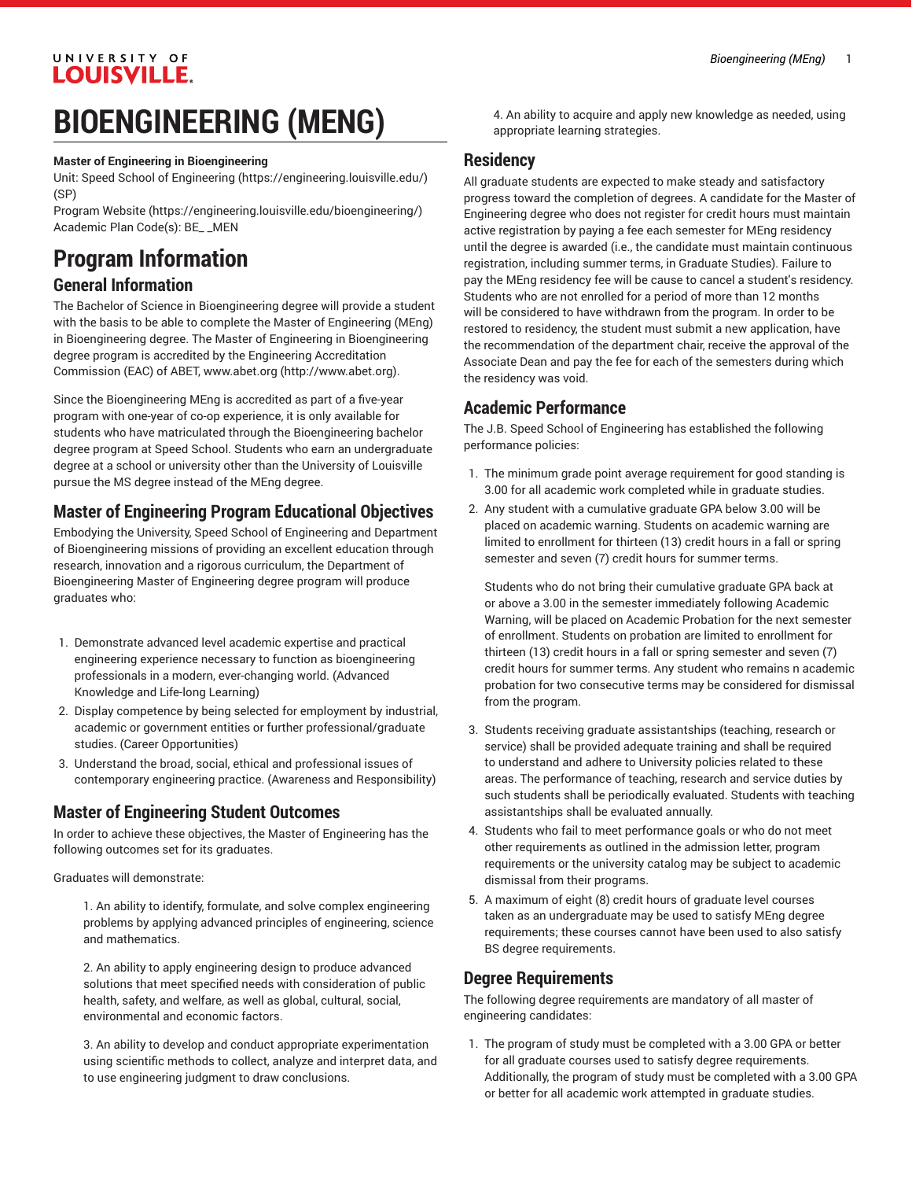# BIOENGINEERING (MENG)

**Master of Engineering in Bioengineering**

Unit: Speed School of Engineering (https://engineering.louisville.edu/) (SP)

Program Website (https://engineering.louisville.edu/bioengineering/)

Academic Plan Code(s): BE_ _MEN

## Program Information

### General Information

The Bachelor of Science in Bioengineering degree will provide a student with the basis to be able to complete the Master of Engineering (MEng) in Bioengineering degree. The Master of Engineering in Bioengineering degree program is accredited by the Engineering Accreditation Commission (EAC) of ABET, www.abet.org (http://www.abet.org).

Since the Bioengineering MEng is accredited as part of a five-year program with one-year of co-op experience, it is only available for students who have matriculated through the Bioengineering bachelor degree program at Speed School. Students who earn an undergraduate degree at a school or university other than the University of Louisville pursue the MS degree instead of the MEng degree.

### Master of Engineering Program Educational Objectives

Embodying the University, Speed School of Engineering and Department of Bioengineering missions of providing an excellent education through research, innovation and a rigorous curriculum, the Department of Bioengineering Master of Engineering degree program will produce graduates who:

1. Demonstrate advanced level academic expertise and practical engineering experience necessary to function as bioengineering professionals in a modern, ever-changing world. (Advanced Knowledge and Life-long Learning)
2. Display competence by being selected for employment by industrial, academic or government entities or further professional/graduate studies. (Career Opportunities)
3. Understand the broad, social, ethical and professional issues of contemporary engineering practice. (Awareness and Responsibility)

### Master of Engineering Student Outcomes

In order to achieve these objectives, the Master of Engineering has the following outcomes set for its graduates.

Graduates will demonstrate:

1. An ability to identify, formulate, and solve complex engineering problems by applying advanced principles of engineering, science and mathematics.

2. An ability to apply engineering design to produce advanced solutions that meet specified needs with consideration of public health, safety, and welfare, as well as global, cultural, social, environmental and economic factors.

3. An ability to develop and conduct appropriate experimentation using scientific methods to collect, analyze and interpret data, and to use engineering judgment to draw conclusions.

4. An ability to acquire and apply new knowledge as needed, using appropriate learning strategies.

### Residency

All graduate students are expected to make steady and satisfactory progress toward the completion of degrees. A candidate for the Master of Engineering degree who does not register for credit hours must maintain active registration by paying a fee each semester for MEng residency until the degree is awarded (i.e., the candidate must maintain continuous registration, including summer terms, in Graduate Studies). Failure to pay the MEng residency fee will be cause to cancel a student's residency. Students who are not enrolled for a period of more than 12 months will be considered to have withdrawn from the program. In order to be restored to residency, the student must submit a new application, have the recommendation of the department chair, receive the approval of the Associate Dean and pay the fee for each of the semesters during which the residency was void.

### Academic Performance

The J.B. Speed School of Engineering has established the following performance policies:

1. The minimum grade point average requirement for good standing is 3.00 for all academic work completed while in graduate studies.
2. Any student with a cumulative graduate GPA below 3.00 will be placed on academic warning. Students on academic warning are limited to enrollment for thirteen (13) credit hours in a fall or spring semester and seven (7) credit hours for summer terms.

   Students who do not bring their cumulative graduate GPA back at or above a 3.00 in the semester immediately following Academic Warning, will be placed on Academic Probation for the next semester of enrollment. Students on probation are limited to enrollment for thirteen (13) credit hours in a fall or spring semester and seven (7) credit hours for summer terms. Any student who remains n academic probation for two consecutive terms may be considered for dismissal from the program.

3. Students receiving graduate assistantships (teaching, research or service) shall be provided adequate training and shall be required to understand and adhere to University policies related to these areas. The performance of teaching, research and service duties by such students shall be periodically evaluated. Students with teaching assistantships shall be evaluated annually.
4. Students who fail to meet performance goals or who do not meet other requirements as outlined in the admission letter, program requirements or the university catalog may be subject to academic dismissal from their programs.
5. A maximum of eight (8) credit hours of graduate level courses taken as an undergraduate may be used to satisfy MEng degree requirements; these courses cannot have been used to also satisfy BS degree requirements.

### Degree Requirements

The following degree requirements are mandatory of all master of engineering candidates:

1. The program of study must be completed with a 3.00 GPA or better for all graduate courses used to satisfy degree requirements. Additionally, the program of study must be completed with a 3.00 GPA or better for all academic work attempted in graduate studies.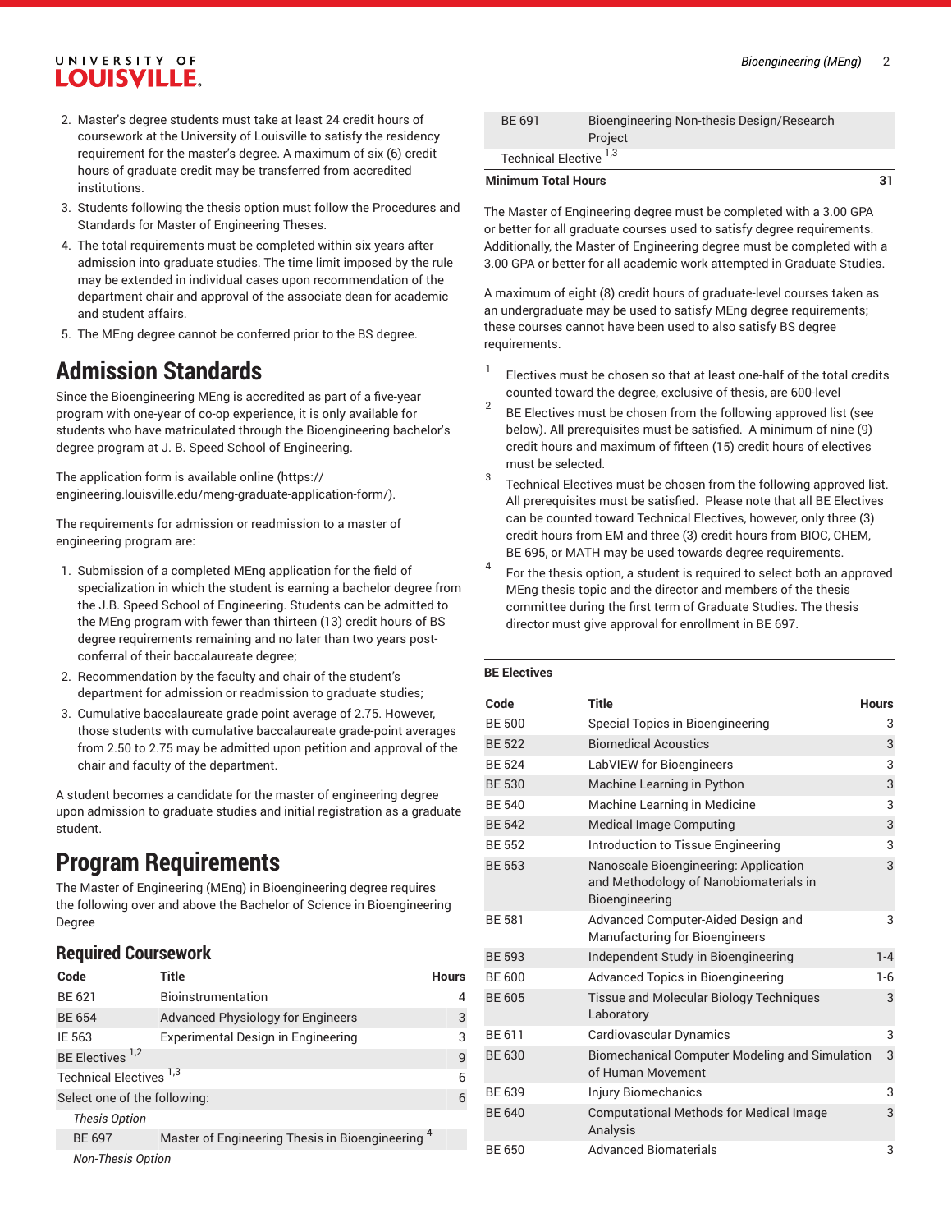2. Master's degree students must take at least 24 credit hours of coursework at the University of Louisville to satisfy the residency requirement for the master's degree. A maximum of six (6) credit hours of graduate credit may be transferred from accredited institutions.
3. Students following the thesis option must follow the Procedures and Standards for Master of Engineering Theses.
4. The total requirements must be completed within six years after admission into graduate studies. The time limit imposed by the rule may be extended in individual cases upon recommendation of the department chair and approval of the associate dean for academic and student affairs.
5. The MEng degree cannot be conferred prior to the BS degree.

# Admission Standards

Since the Bioengineering MEng is accredited as part of a five-year program with one-year of co-op experience, it is only available for students who have matriculated through the Bioengineering bachelor's degree program at J. B. Speed School of Engineering.

The application form is available online (https://engineering.louisville.edu/meng-graduate-application-form/).

The requirements for admission or readmission to a master of engineering program are:

1. Submission of a completed MEng application for the field of specialization in which the student is earning a bachelor degree from the J.B. Speed School of Engineering. Students can be admitted to the MEng program with fewer than thirteen (13) credit hours of BS degree requirements remaining and no later than two years post-conferral of their baccalaureate degree;
2. Recommendation by the faculty and chair of the student's department for admission or readmission to graduate studies;
3. Cumulative baccalaureate grade point average of 2.75. However, those students with cumulative baccalaureate grade-point averages from 2.50 to 2.75 may be admitted upon petition and approval of the chair and faculty of the department.

A student becomes a candidate for the master of engineering degree upon admission to graduate studies and initial registration as a graduate student.

# Program Requirements

The Master of Engineering (MEng) in Bioengineering degree requires the following over and above the Bachelor of Science in Bioengineering Degree

## Required Coursework

| Code | Title | Hours |
|---|---|---|
| BE 621 | Bioinstrumentation | 4 |
| BE 654 | Advanced Physiology for Engineers | 3 |
| IE 563 | Experimental Design in Engineering | 3 |
| BE Electives [1,2] | | 9 |
| Technical Electives [1,3] | | 6 |
| Select one of the following: | | 6 |
| *Thesis Option* | | |
| BE 697 | Master of Engineering Thesis in Bioengineering [4] | |
| *Non-Thesis Option* | | |
| BE 691 | Bioengineering Non-thesis Design/Research Project | |
| Technical Elective [1,3] | | |
| **Minimum Total Hours** | | **31** |

The Master of Engineering degree must be completed with a 3.00 GPA or better for all graduate courses used to satisfy degree requirements. Additionally, the Master of Engineering degree must be completed with a 3.00 GPA or better for all academic work attempted in Graduate Studies.

A maximum of eight (8) credit hours of graduate-level courses taken as an undergraduate may be used to satisfy MEng degree requirements; these courses cannot have been used to also satisfy BS degree requirements.

1. Electives must be chosen so that at least one-half of the total credits counted toward the degree, exclusive of thesis, are 600-level
2. BE Electives must be chosen from the following approved list (see below). All prerequisites must be satisfied. A minimum of nine (9) credit hours and maximum of fifteen (15) credit hours of electives must be selected.
3. Technical Electives must be chosen from the following approved list. All prerequisites must be satisfied. Please note that all BE Electives can be counted toward Technical Electives, however, only three (3) credit hours from EM and three (3) credit hours from BIOC, CHEM, BE 695, or MATH may be used towards degree requirements.
4. For the thesis option, a student is required to select both an approved MEng thesis topic and the director and members of the thesis committee during the first term of Graduate Studies. The thesis director must give approval for enrollment in BE 697.

**BE Electives**

| Code | Title | Hours |
|---|---|---|
| BE 500 | Special Topics in Bioengineering | 3 |
| BE 522 | Biomedical Acoustics | 3 |
| BE 524 | LabVIEW for Bioengineers | 3 |
| BE 530 | Machine Learning in Python | 3 |
| BE 540 | Machine Learning in Medicine | 3 |
| BE 542 | Medical Image Computing | 3 |
| BE 552 | Introduction to Tissue Engineering | 3 |
| BE 553 | Nanoscale Bioengineering: Application and Methodology of Nanobiomaterials in Bioengineering | 3 |
| BE 581 | Advanced Computer-Aided Design and Manufacturing for Bioengineers | 3 |
| BE 593 | Independent Study in Bioengineering | 1-4 |
| BE 600 | Advanced Topics in Bioengineering | 1-6 |
| BE 605 | Tissue and Molecular Biology Techniques Laboratory | 3 |
| BE 611 | Cardiovascular Dynamics | 3 |
| BE 630 | Biomechanical Computer Modeling and Simulation of Human Movement | 3 |
| BE 639 | Injury Biomechanics | 3 |
| BE 640 | Computational Methods for Medical Image Analysis | 3 |
| BE 650 | Advanced Biomaterials | 3 |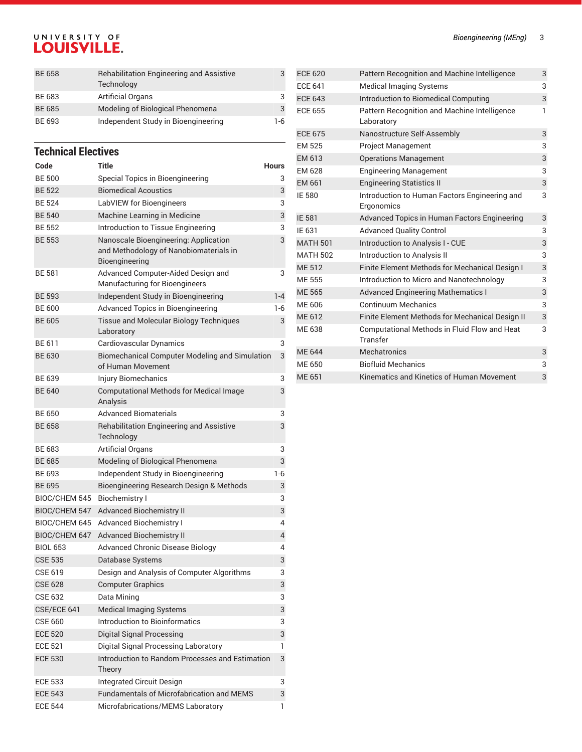| | | |
|---|---|---|
| BE 658 | Rehabilitation Engineering and Assistive Technology | 3 |
| BE 683 | Artificial Organs | 3 |
| BE 685 | Modeling of Biological Phenomena | 3 |
| BE 693 | Independent Study in Bioengineering | 1-6 |

## Technical Electives

| Code | Title | Hours |
|---|---|---|
| BE 500 | Special Topics in Bioengineering | 3 |
| BE 522 | Biomedical Acoustics | 3 |
| BE 524 | LabVIEW for Bioengineers | 3 |
| BE 540 | Machine Learning in Medicine | 3 |
| BE 552 | Introduction to Tissue Engineering | 3 |
| BE 553 | Nanoscale Bioengineering: Application and Methodology of Nanobiomaterials in Bioengineering | 3 |
| BE 581 | Advanced Computer-Aided Design and Manufacturing for Bioengineers | 3 |
| BE 593 | Independent Study in Bioengineering | 1-4 |
| BE 600 | Advanced Topics in Bioengineering | 1-6 |
| BE 605 | Tissue and Molecular Biology Techniques Laboratory | 3 |
| BE 611 | Cardiovascular Dynamics | 3 |
| BE 630 | Biomechanical Computer Modeling and Simulation of Human Movement | 3 |
| BE 639 | Injury Biomechanics | 3 |
| BE 640 | Computational Methods for Medical Image Analysis | 3 |
| BE 650 | Advanced Biomaterials | 3 |
| BE 658 | Rehabilitation Engineering and Assistive Technology | 3 |
| BE 683 | Artificial Organs | 3 |
| BE 685 | Modeling of Biological Phenomena | 3 |
| BE 693 | Independent Study in Bioengineering | 1-6 |
| BE 695 | Bioengineering Research Design & Methods | 3 |
| BIOC/CHEM 545 | Biochemistry I | 3 |
| BIOC/CHEM 547 | Advanced Biochemistry II | 3 |
| BIOC/CHEM 645 | Advanced Biochemistry I | 4 |
| BIOC/CHEM 647 | Advanced Biochemistry II | 4 |
| BIOL 653 | Advanced Chronic Disease Biology | 4 |
| CSE 535 | Database Systems | 3 |
| CSE 619 | Design and Analysis of Computer Algorithms | 3 |
| CSE 628 | Computer Graphics | 3 |
| CSE 632 | Data Mining | 3 |
| CSE/ECE 641 | Medical Imaging Systems | 3 |
| CSE 660 | Introduction to Bioinformatics | 3 |
| ECE 520 | Digital Signal Processing | 3 |
| ECE 521 | Digital Signal Processing Laboratory | 1 |
| ECE 530 | Introduction to Random Processes and Estimation Theory | 3 |
| ECE 533 | Integrated Circuit Design | 3 |
| ECE 543 | Fundamentals of Microfabrication and MEMS | 3 |
| ECE 544 | Microfabrications/MEMS Laboratory | 1 |
| ECE 620 | Pattern Recognition and Machine Intelligence | 3 |
| ECE 641 | Medical Imaging Systems | 3 |
| ECE 643 | Introduction to Biomedical Computing | 3 |
| ECE 655 | Pattern Recognition and Machine Intelligence Laboratory | 1 |
| ECE 675 | Nanostructure Self-Assembly | 3 |
| EM 525 | Project Management | 3 |
| EM 613 | Operations Management | 3 |
| EM 628 | Engineering Management | 3 |
| EM 661 | Engineering Statistics II | 3 |
| IE 580 | Introduction to Human Factors Engineering and Ergonomics | 3 |
| IE 581 | Advanced Topics in Human Factors Engineering | 3 |
| IE 631 | Advanced Quality Control | 3 |
| MATH 501 | Introduction to Analysis I - CUE | 3 |
| MATH 502 | Introduction to Analysis II | 3 |
| ME 512 | Finite Element Methods for Mechanical Design I | 3 |
| ME 555 | Introduction to Micro and Nanotechnology | 3 |
| ME 565 | Advanced Engineering Mathematics I | 3 |
| ME 606 | Continuum Mechanics | 3 |
| ME 612 | Finite Element Methods for Mechanical Design II | 3 |
| ME 638 | Computational Methods in Fluid Flow and Heat Transfer | 3 |
| ME 644 | Mechatronics | 3 |
| ME 650 | Biofluid Mechanics | 3 |
| ME 651 | Kinematics and Kinetics of Human Movement | 3 |